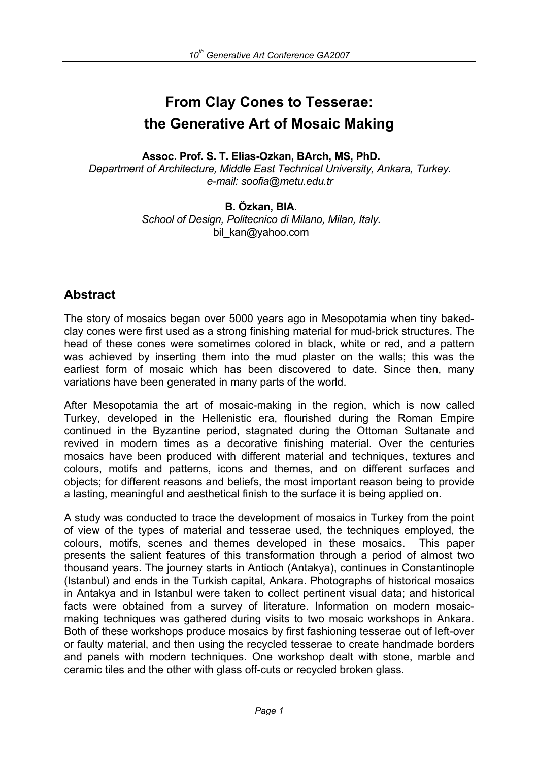# From Clay Cones to Tesserae: the Generative Art of Mosaic Making

**Assoc. Prof. S. T. Elias-Ozkan, BArch, MS, PhD.**
*Department of Architecture, Middle East Technical University, Ankara, Turkey.*
*e-mail: soofia@metu.edu.tr*

**B. Özkan, BIA.**
*School of Design, Politecnico di Milano, Milan, Italy.*
bil_kan@yahoo.com

## Abstract

The story of mosaics began over 5000 years ago in Mesopotamia when tiny baked-clay cones were first used as a strong finishing material for mud-brick structures. The head of these cones were sometimes colored in black, white or red, and a pattern was achieved by inserting them into the mud plaster on the walls; this was the earliest form of mosaic which has been discovered to date. Since then, many variations have been generated in many parts of the world.

After Mesopotamia the art of mosaic-making in the region, which is now called Turkey, developed in the Hellenistic era, flourished during the Roman Empire continued in the Byzantine period, stagnated during the Ottoman Sultanate and revived in modern times as a decorative finishing material. Over the centuries mosaics have been produced with different material and techniques, textures and colours, motifs and patterns, icons and themes, and on different surfaces and objects; for different reasons and beliefs, the most important reason being to provide a lasting, meaningful and aesthetical finish to the surface it is being applied on.

A study was conducted to trace the development of mosaics in Turkey from the point of view of the types of material and tesserae used, the techniques employed, the colours, motifs, scenes and themes developed in these mosaics. This paper presents the salient features of this transformation through a period of almost two thousand years. The journey starts in Antioch (Antakya), continues in Constantinople (Istanbul) and ends in the Turkish capital, Ankara. Photographs of historical mosaics in Antakya and in Istanbul were taken to collect pertinent visual data; and historical facts were obtained from a survey of literature. Information on modern mosaic-making techniques was gathered during visits to two mosaic workshops in Ankara. Both of these workshops produce mosaics by first fashioning tesserae out of left-over or faulty material, and then using the recycled tesserae to create handmade borders and panels with modern techniques. One workshop dealt with stone, marble and ceramic tiles and the other with glass off-cuts or recycled broken glass.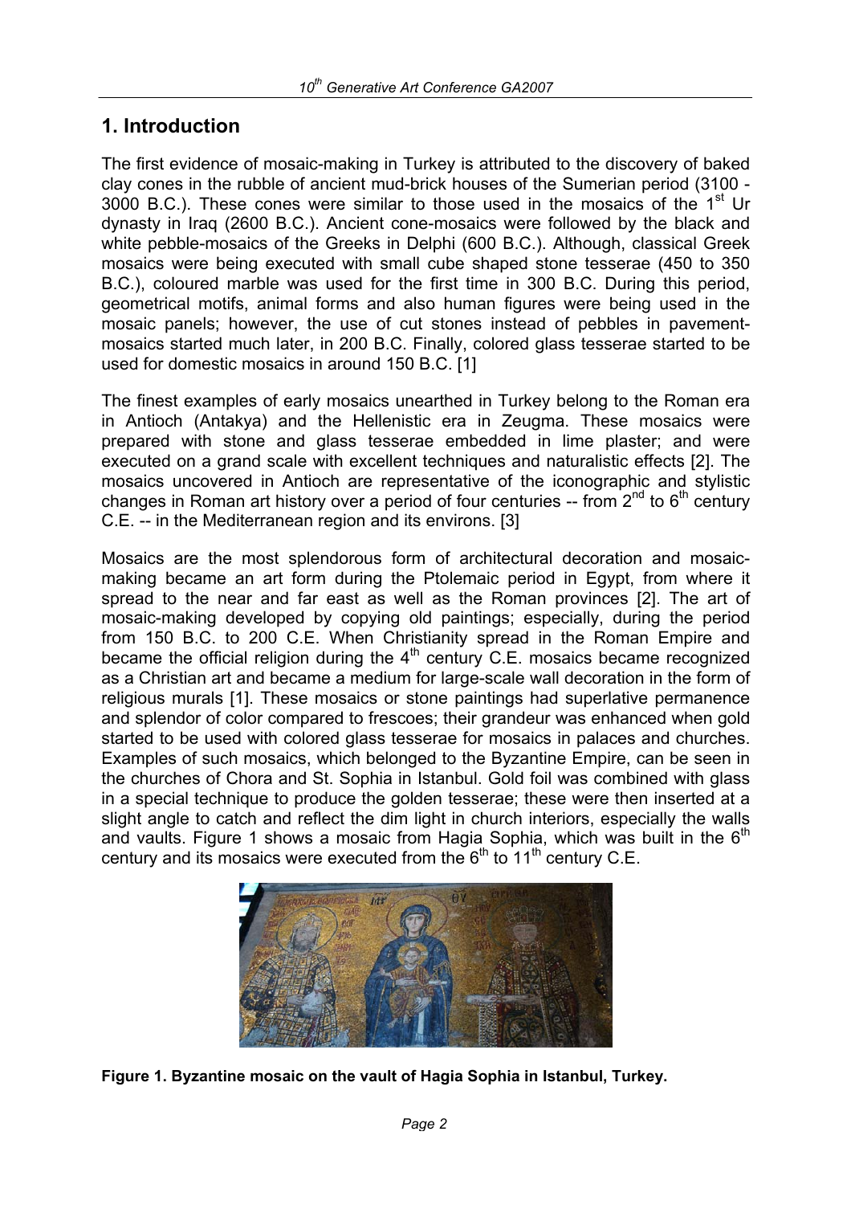## 1. Introduction

The first evidence of mosaic-making in Turkey is attributed to the discovery of baked clay cones in the rubble of ancient mud-brick houses of the Sumerian period (3100 - 3000 B.C.). These cones were similar to those used in the mosaics of the 1st Ur dynasty in Iraq (2600 B.C.). Ancient cone-mosaics were followed by the black and white pebble-mosaics of the Greeks in Delphi (600 B.C.). Although, classical Greek mosaics were being executed with small cube shaped stone tesserae (450 to 350 B.C.), coloured marble was used for the first time in 300 B.C. During this period, geometrical motifs, animal forms and also human figures were being used in the mosaic panels; however, the use of cut stones instead of pebbles in pavement-mosaics started much later, in 200 B.C. Finally, colored glass tesserae started to be used for domestic mosaics in around 150 B.C. [1]

The finest examples of early mosaics unearthed in Turkey belong to the Roman era in Antioch (Antakya) and the Hellenistic era in Zeugma. These mosaics were prepared with stone and glass tesserae embedded in lime plaster; and were executed on a grand scale with excellent techniques and naturalistic effects [2]. The mosaics uncovered in Antioch are representative of the iconographic and stylistic changes in Roman art history over a period of four centuries -- from 2nd to 6th century C.E. -- in the Mediterranean region and its environs. [3]

Mosaics are the most splendorous form of architectural decoration and mosaic-making became an art form during the Ptolemaic period in Egypt, from where it spread to the near and far east as well as the Roman provinces [2]. The art of mosaic-making developed by copying old paintings; especially, during the period from 150 B.C. to 200 C.E. When Christianity spread in the Roman Empire and became the official religion during the 4th century C.E. mosaics became recognized as a Christian art and became a medium for large-scale wall decoration in the form of religious murals [1]. These mosaics or stone paintings had superlative permanence and splendor of color compared to frescoes; their grandeur was enhanced when gold started to be used with colored glass tesserae for mosaics in palaces and churches. Examples of such mosaics, which belonged to the Byzantine Empire, can be seen in the churches of Chora and St. Sophia in Istanbul. Gold foil was combined with glass in a special technique to produce the golden tesserae; these were then inserted at a slight angle to catch and reflect the dim light in church interiors, especially the walls and vaults. Figure 1 shows a mosaic from Hagia Sophia, which was built in the 6th century and its mosaics were executed from the 6th to 11th century C.E.

**Figure 1. Byzantine mosaic on the vault of Hagia Sophia in Istanbul, Turkey.**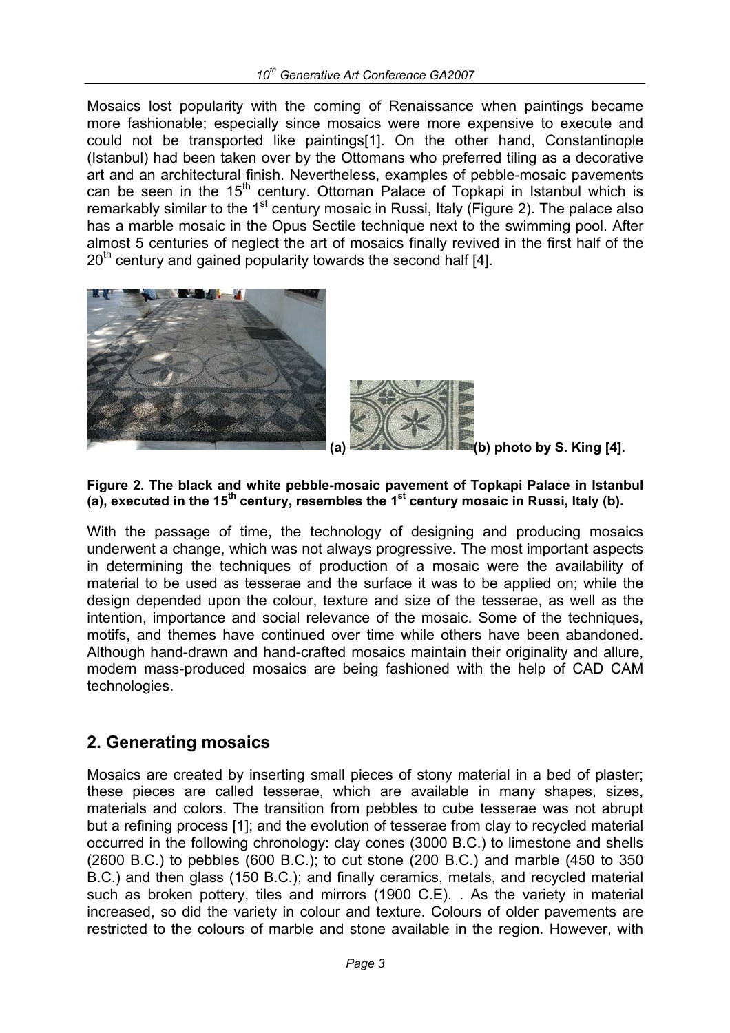Mosaics lost popularity with the coming of Renaissance when paintings became more fashionable; especially since mosaics were more expensive to execute and could not be transported like paintings[1]. On the other hand, Constantinople (Istanbul) had been taken over by the Ottomans who preferred tiling as a decorative art and an architectural finish. Nevertheless, examples of pebble-mosaic pavements can be seen in the 15th century. Ottoman Palace of Topkapi in Istanbul which is remarkably similar to the 1st century mosaic in Russi, Italy (Figure 2). The palace also has a marble mosaic in the Opus Sectile technique next to the swimming pool. After almost 5 centuries of neglect the art of mosaics finally revived in the first half of the 20th century and gained popularity towards the second half [4].

**(a)** **(b) photo by S. King [4].**

**Figure 2. The black and white pebble-mosaic pavement of Topkapi Palace in Istanbul (a), executed in the 15th century, resembles the 1st century mosaic in Russi, Italy (b).**

With the passage of time, the technology of designing and producing mosaics underwent a change, which was not always progressive. The most important aspects in determining the techniques of production of a mosaic were the availability of material to be used as tesserae and the surface it was to be applied on; while the design depended upon the colour, texture and size of the tesserae, as well as the intention, importance and social relevance of the mosaic. Some of the techniques, motifs, and themes have continued over time while others have been abandoned. Although hand-drawn and hand-crafted mosaics maintain their originality and allure, modern mass-produced mosaics are being fashioned with the help of CAD CAM technologies.

## 2. Generating mosaics

Mosaics are created by inserting small pieces of stony material in a bed of plaster; these pieces are called tesserae, which are available in many shapes, sizes, materials and colors. The transition from pebbles to cube tesserae was not abrupt but a refining process [1]; and the evolution of tesserae from clay to recycled material occurred in the following chronology: clay cones (3000 B.C.) to limestone and shells (2600 B.C.) to pebbles (600 B.C.); to cut stone (200 B.C.) and marble (450 to 350 B.C.) and then glass (150 B.C.); and finally ceramics, metals, and recycled material such as broken pottery, tiles and mirrors (1900 C.E). . As the variety in material increased, so did the variety in colour and texture. Colours of older pavements are restricted to the colours of marble and stone available in the region. However, with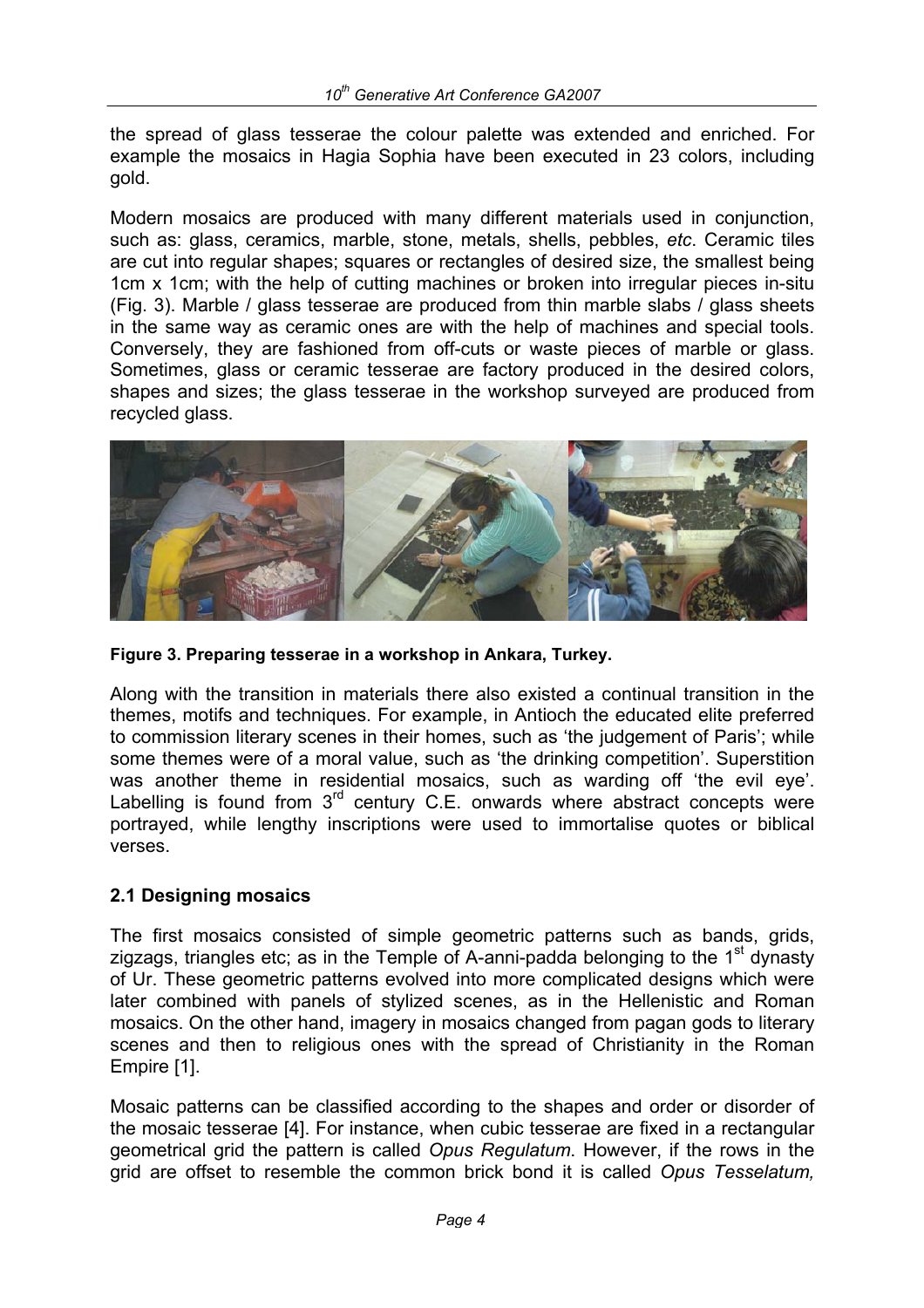the spread of glass tesserae the colour palette was extended and enriched. For example the mosaics in Hagia Sophia have been executed in 23 colors, including gold.

Modern mosaics are produced with many different materials used in conjunction, such as: glass, ceramics, marble, stone, metals, shells, pebbles, *etc*. Ceramic tiles are cut into regular shapes; squares or rectangles of desired size, the smallest being 1cm x 1cm; with the help of cutting machines or broken into irregular pieces in-situ (Fig. 3). Marble / glass tesserae are produced from thin marble slabs / glass sheets in the same way as ceramic ones are with the help of machines and special tools. Conversely, they are fashioned from off-cuts or waste pieces of marble or glass. Sometimes, glass or ceramic tesserae are factory produced in the desired colors, shapes and sizes; the glass tesserae in the workshop surveyed are produced from recycled glass.

**Figure 3. Preparing tesserae in a workshop in Ankara, Turkey.**

Along with the transition in materials there also existed a continual transition in the themes, motifs and techniques. For example, in Antioch the educated elite preferred to commission literary scenes in their homes, such as 'the judgement of Paris'; while some themes were of a moral value, such as 'the drinking competition'. Superstition was another theme in residential mosaics, such as warding off 'the evil eye'. Labelling is found from 3rd century C.E. onwards where abstract concepts were portrayed, while lengthy inscriptions were used to immortalise quotes or biblical verses.

## 2.1 Designing mosaics

The first mosaics consisted of simple geometric patterns such as bands, grids, zigzags, triangles etc; as in the Temple of A-anni-padda belonging to the 1st dynasty of Ur. These geometric patterns evolved into more complicated designs which were later combined with panels of stylized scenes, as in the Hellenistic and Roman mosaics. On the other hand, imagery in mosaics changed from pagan gods to literary scenes and then to religious ones with the spread of Christianity in the Roman Empire [1].

Mosaic patterns can be classified according to the shapes and order or disorder of the mosaic tesserae [4]. For instance, when cubic tesserae are fixed in a rectangular geometrical grid the pattern is called *Opus Regulatum*. However, if the rows in the grid are offset to resemble the common brick bond it is called *Opus Tesselatum,*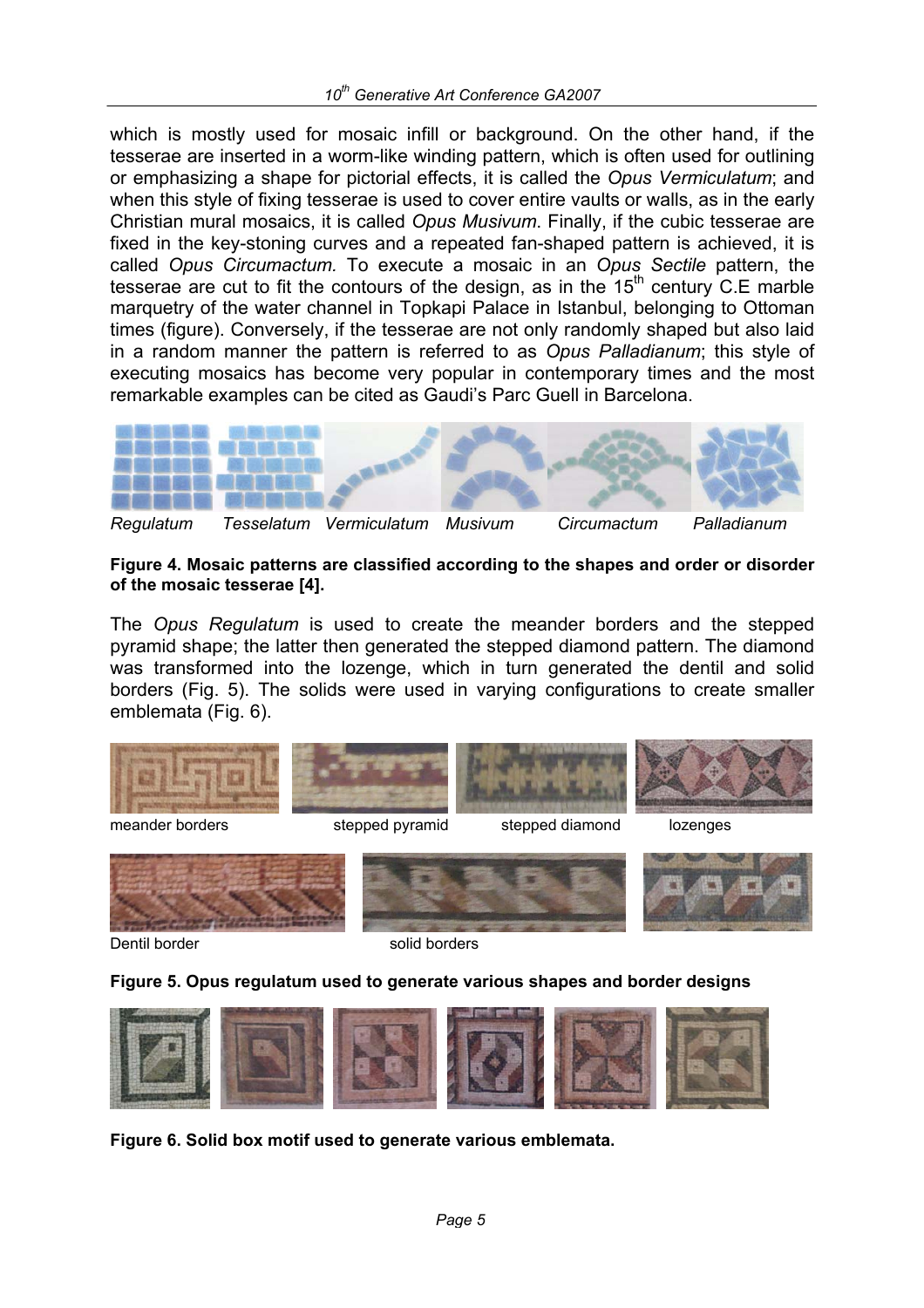which is mostly used for mosaic infill or background. On the other hand, if the tesserae are inserted in a worm-like winding pattern, which is often used for outlining or emphasizing a shape for pictorial effects, it is called the *Opus Vermiculatum*; and when this style of fixing tesserae is used to cover entire vaults or walls, as in the early Christian mural mosaics, it is called *Opus Musivum*. Finally, if the cubic tesserae are fixed in the key-stoning curves and a repeated fan-shaped pattern is achieved, it is called *Opus Circumactum.* To execute a mosaic in an *Opus Sectile* pattern, the tesserae are cut to fit the contours of the design, as in the 15th century C.E marble marquetry of the water channel in Topkapi Palace in Istanbul, belonging to Ottoman times (figure). Conversely, if the tesserae are not only randomly shaped but also laid in a random manner the pattern is referred to as *Opus Palladianum*; this style of executing mosaics has become very popular in contemporary times and the most remarkable examples can be cited as Gaudi's Parc Guell in Barcelona.

*Regulatum* *Tesselatum* *Vermiculatum* *Musivum* *Circumactum* *Palladianum*

**Figure 4. Mosaic patterns are classified according to the shapes and order or disorder of the mosaic tesserae [4].**

The *Opus Regulatum* is used to create the meander borders and the stepped pyramid shape; the latter then generated the stepped diamond pattern. The diamond was transformed into the lozenge, which in turn generated the dentil and solid borders (Fig. 5). The solids were used in varying configurations to create smaller emblemata (Fig. 6).

meander borders stepped pyramid stepped diamond lozenges

Dentil border solid borders

**Figure 5. Opus regulatum used to generate various shapes and border designs**

**Figure 6. Solid box motif used to generate various emblemata.**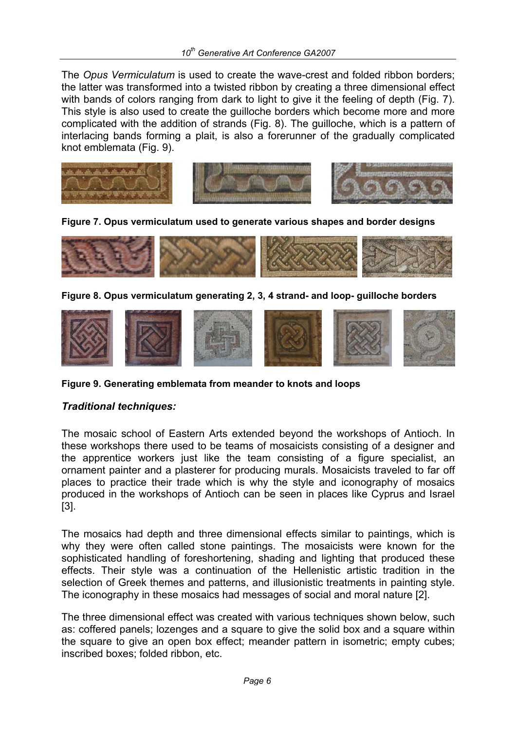The *Opus Vermiculatum* is used to create the wave-crest and folded ribbon borders; the latter was transformed into a twisted ribbon by creating a three dimensional effect with bands of colors ranging from dark to light to give it the feeling of depth (Fig. 7). This style is also used to create the guilloche borders which become more and more complicated with the addition of strands (Fig. 8). The guilloche, which is a pattern of interlacing bands forming a plait, is also a forerunner of the gradually complicated knot emblemata (Fig. 9).

**Figure 7. Opus vermiculatum used to generate various shapes and border designs**

**Figure 8. Opus vermiculatum generating 2, 3, 4 strand- and loop- guilloche borders**

**Figure 9. Generating emblemata from meander to knots and loops**

### *Traditional techniques:*

The mosaic school of Eastern Arts extended beyond the workshops of Antioch. In these workshops there used to be teams of mosaicists consisting of a designer and the apprentice workers just like the team consisting of a figure specialist, an ornament painter and a plasterer for producing murals. Mosaicists traveled to far off places to practice their trade which is why the style and iconography of mosaics produced in the workshops of Antioch can be seen in places like Cyprus and Israel [3].

The mosaics had depth and three dimensional effects similar to paintings, which is why they were often called stone paintings. The mosaicists were known for the sophisticated handling of foreshortening, shading and lighting that produced these effects. Their style was a continuation of the Hellenistic artistic tradition in the selection of Greek themes and patterns, and illusionistic treatments in painting style. The iconography in these mosaics had messages of social and moral nature [2].

The three dimensional effect was created with various techniques shown below, such as: coffered panels; lozenges and a square to give the solid box and a square within the square to give an open box effect; meander pattern in isometric; empty cubes; inscribed boxes; folded ribbon, etc.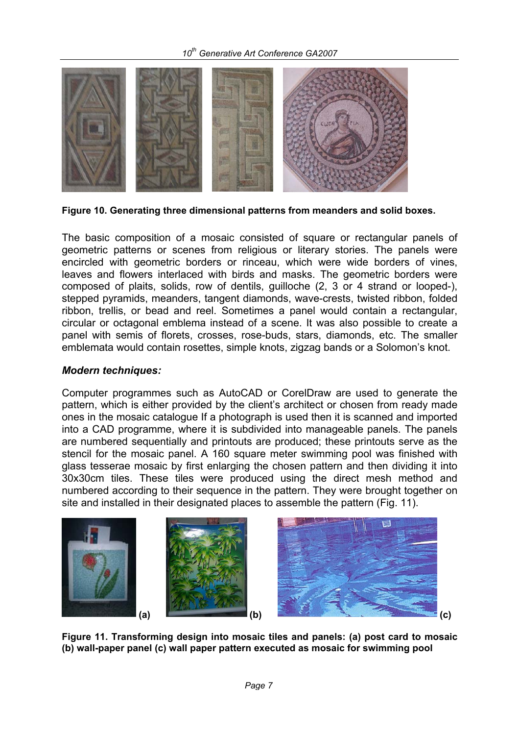**Figure 10. Generating three dimensional patterns from meanders and solid boxes.**

The basic composition of a mosaic consisted of square or rectangular panels of geometric patterns or scenes from religious or literary stories. The panels were encircled with geometric borders or rinceau, which were wide borders of vines, leaves and flowers interlaced with birds and masks. The geometric borders were composed of plaits, solids, row of dentils, guilloche (2, 3 or 4 strand or looped-), stepped pyramids, meanders, tangent diamonds, wave-crests, twisted ribbon, folded ribbon, trellis, or bead and reel. Sometimes a panel would contain a rectangular, circular or octagonal emblema instead of a scene. It was also possible to create a panel with semis of florets, crosses, rose-buds, stars, diamonds, etc. The smaller emblemata would contain rosettes, simple knots, zigzag bands or a Solomon's knot.

### *Modern techniques:*

Computer programmes such as AutoCAD or CorelDraw are used to generate the pattern, which is either provided by the client's architect or chosen from ready made ones in the mosaic catalogue If a photograph is used then it is scanned and imported into a CAD programme, where it is subdivided into manageable panels. The panels are numbered sequentially and printouts are produced; these printouts serve as the stencil for the mosaic panel. A 160 square meter swimming pool was finished with glass tesserae mosaic by first enlarging the chosen pattern and then dividing it into 30x30cm tiles. These tiles were produced using the direct mesh method and numbered according to their sequence in the pattern. They were brought together on site and installed in their designated places to assemble the pattern (Fig. 11).

(a) (b) (c)

**Figure 11. Transforming design into mosaic tiles and panels: (a) post card to mosaic (b) wall-paper panel (c) wall paper pattern executed as mosaic for swimming pool**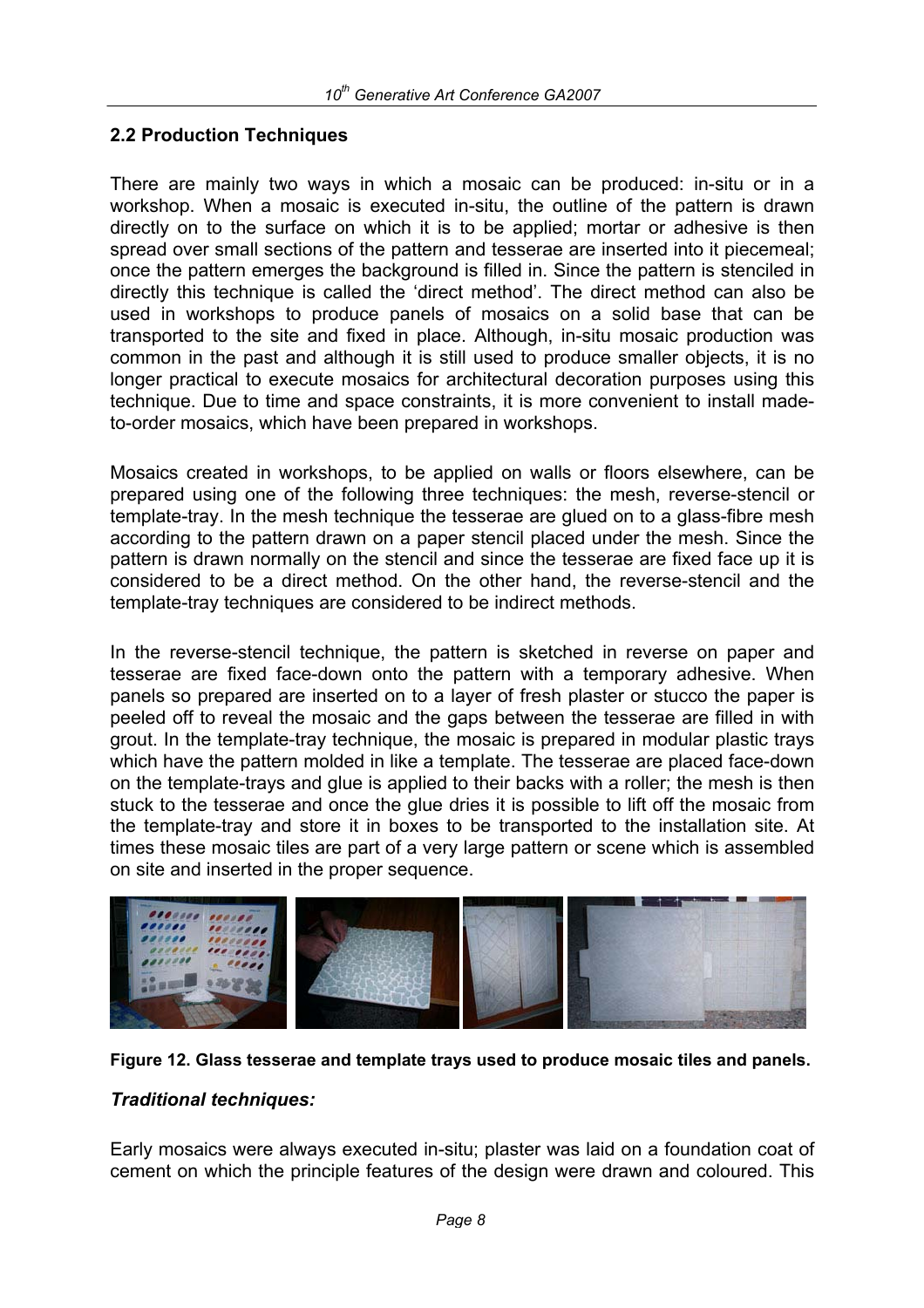## 2.2 Production Techniques

There are mainly two ways in which a mosaic can be produced: in-situ or in a workshop. When a mosaic is executed in-situ, the outline of the pattern is drawn directly on to the surface on which it is to be applied; mortar or adhesive is then spread over small sections of the pattern and tesserae are inserted into it piecemeal; once the pattern emerges the background is filled in. Since the pattern is stenciled in directly this technique is called the 'direct method'. The direct method can also be used in workshops to produce panels of mosaics on a solid base that can be transported to the site and fixed in place. Although, in-situ mosaic production was common in the past and although it is still used to produce smaller objects, it is no longer practical to execute mosaics for architectural decoration purposes using this technique. Due to time and space constraints, it is more convenient to install made-to-order mosaics, which have been prepared in workshops.

Mosaics created in workshops, to be applied on walls or floors elsewhere, can be prepared using one of the following three techniques: the mesh, reverse-stencil or template-tray. In the mesh technique the tesserae are glued on to a glass-fibre mesh according to the pattern drawn on a paper stencil placed under the mesh. Since the pattern is drawn normally on the stencil and since the tesserae are fixed face up it is considered to be a direct method. On the other hand, the reverse-stencil and the template-tray techniques are considered to be indirect methods.

In the reverse-stencil technique, the pattern is sketched in reverse on paper and tesserae are fixed face-down onto the pattern with a temporary adhesive. When panels so prepared are inserted on to a layer of fresh plaster or stucco the paper is peeled off to reveal the mosaic and the gaps between the tesserae are filled in with grout. In the template-tray technique, the mosaic is prepared in modular plastic trays which have the pattern molded in like a template. The tesserae are placed face-down on the template-trays and glue is applied to their backs with a roller; the mesh is then stuck to the tesserae and once the glue dries it is possible to lift off the mosaic from the template-tray and store it in boxes to be transported to the installation site. At times these mosaic tiles are part of a very large pattern or scene which is assembled on site and inserted in the proper sequence.

**Figure 12. Glass tesserae and template trays used to produce mosaic tiles and panels.**

### *Traditional techniques:*

Early mosaics were always executed in-situ; plaster was laid on a foundation coat of cement on which the principle features of the design were drawn and coloured. This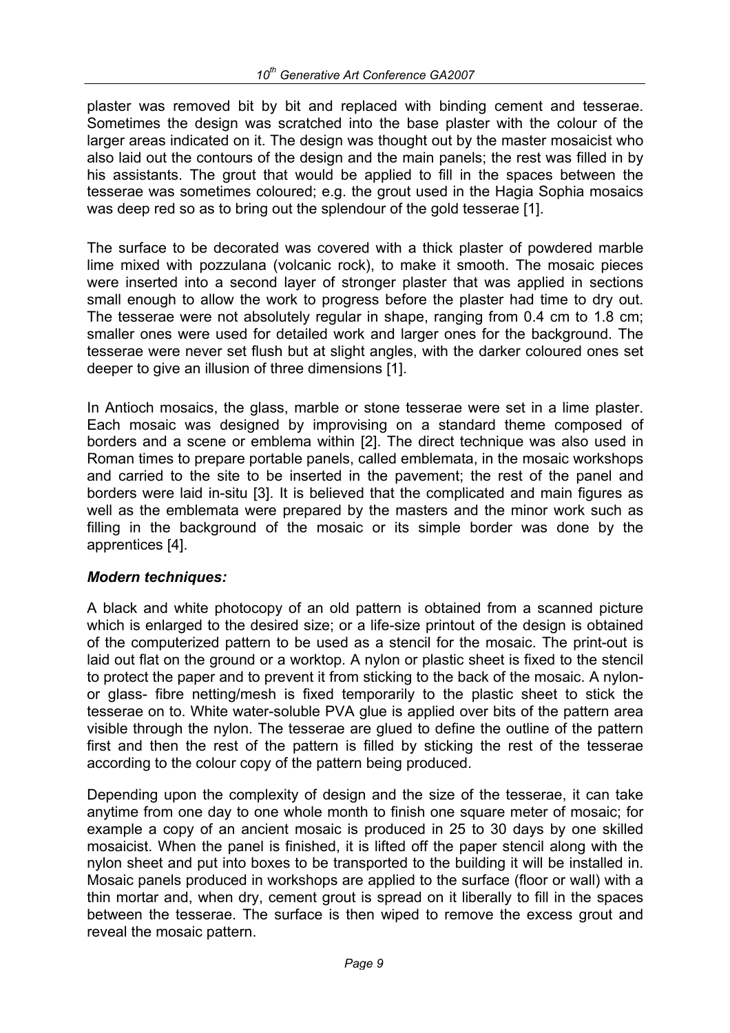plaster was removed bit by bit and replaced with binding cement and tesserae. Sometimes the design was scratched into the base plaster with the colour of the larger areas indicated on it. The design was thought out by the master mosaicist who also laid out the contours of the design and the main panels; the rest was filled in by his assistants. The grout that would be applied to fill in the spaces between the tesserae was sometimes coloured; e.g. the grout used in the Hagia Sophia mosaics was deep red so as to bring out the splendour of the gold tesserae [1].

The surface to be decorated was covered with a thick plaster of powdered marble lime mixed with pozzulana (volcanic rock), to make it smooth. The mosaic pieces were inserted into a second layer of stronger plaster that was applied in sections small enough to allow the work to progress before the plaster had time to dry out. The tesserae were not absolutely regular in shape, ranging from 0.4 cm to 1.8 cm; smaller ones were used for detailed work and larger ones for the background. The tesserae were never set flush but at slight angles, with the darker coloured ones set deeper to give an illusion of three dimensions [1].

In Antioch mosaics, the glass, marble or stone tesserae were set in a lime plaster. Each mosaic was designed by improvising on a standard theme composed of borders and a scene or emblema within [2]. The direct technique was also used in Roman times to prepare portable panels, called emblemata, in the mosaic workshops and carried to the site to be inserted in the pavement; the rest of the panel and borders were laid in-situ [3]. It is believed that the complicated and main figures as well as the emblemata were prepared by the masters and the minor work such as filling in the background of the mosaic or its simple border was done by the apprentices [4].

***Modern techniques:***

A black and white photocopy of an old pattern is obtained from a scanned picture which is enlarged to the desired size; or a life-size printout of the design is obtained of the computerized pattern to be used as a stencil for the mosaic. The print-out is laid out flat on the ground or a worktop. A nylon or plastic sheet is fixed to the stencil to protect the paper and to prevent it from sticking to the back of the mosaic. A nylon- or glass- fibre netting/mesh is fixed temporarily to the plastic sheet to stick the tesserae on to. White water-soluble PVA glue is applied over bits of the pattern area visible through the nylon. The tesserae are glued to define the outline of the pattern first and then the rest of the pattern is filled by sticking the rest of the tesserae according to the colour copy of the pattern being produced.

Depending upon the complexity of design and the size of the tesserae, it can take anytime from one day to one whole month to finish one square meter of mosaic; for example a copy of an ancient mosaic is produced in 25 to 30 days by one skilled mosaicist. When the panel is finished, it is lifted off the paper stencil along with the nylon sheet and put into boxes to be transported to the building it will be installed in. Mosaic panels produced in workshops are applied to the surface (floor or wall) with a thin mortar and, when dry, cement grout is spread on it liberally to fill in the spaces between the tesserae. The surface is then wiped to remove the excess grout and reveal the mosaic pattern.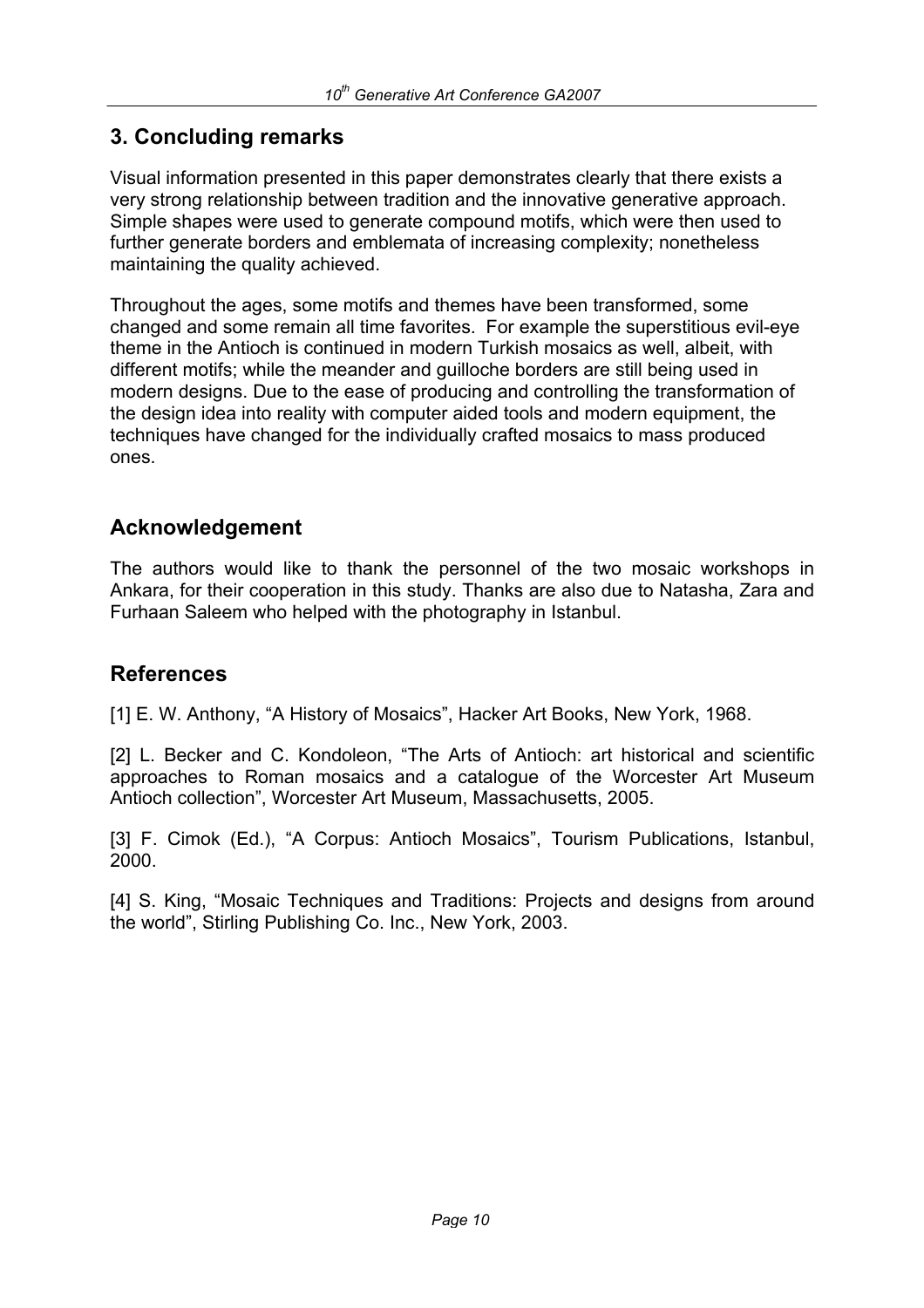## 3. Concluding remarks

Visual information presented in this paper demonstrates clearly that there exists a very strong relationship between tradition and the innovative generative approach. Simple shapes were used to generate compound motifs, which were then used to further generate borders and emblemata of increasing complexity; nonetheless maintaining the quality achieved.

Throughout the ages, some motifs and themes have been transformed, some changed and some remain all time favorites. For example the superstitious evil-eye theme in the Antioch is continued in modern Turkish mosaics as well, albeit, with different motifs; while the meander and guilloche borders are still being used in modern designs. Due to the ease of producing and controlling the transformation of the design idea into reality with computer aided tools and modern equipment, the techniques have changed for the individually crafted mosaics to mass produced ones.

## Acknowledgement

The authors would like to thank the personnel of the two mosaic workshops in Ankara, for their cooperation in this study. Thanks are also due to Natasha, Zara and Furhaan Saleem who helped with the photography in Istanbul.

## References

[1] E. W. Anthony, "A History of Mosaics", Hacker Art Books, New York, 1968.

[2] L. Becker and C. Kondoleon, "The Arts of Antioch: art historical and scientific approaches to Roman mosaics and a catalogue of the Worcester Art Museum Antioch collection", Worcester Art Museum, Massachusetts, 2005.

[3] F. Cimok (Ed.), "A Corpus: Antioch Mosaics", Tourism Publications, Istanbul, 2000.

[4] S. King, "Mosaic Techniques and Traditions: Projects and designs from around the world", Stirling Publishing Co. Inc., New York, 2003.